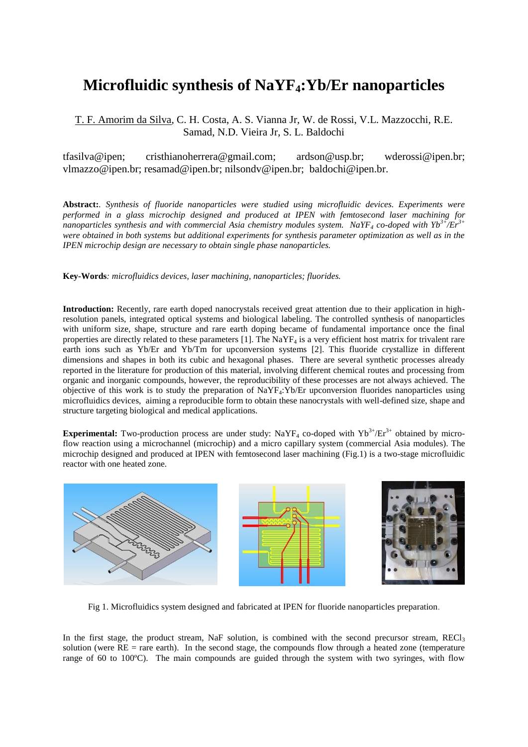# Microfluidic synthesis of $NaYF_4$:Yb/Er nanoparticles

T. F. Amorim da Silva, C. H. Costa, A. S. Vianna Jr, W. de Rossi, V.L. Mazzocchi, R.E. Samad, N.D. Vieira Jr, S. L. Baldochi

tfasilva@ipen; cristhianoherrera@gmail.com; ardson@usp.br; wderossi@ipen.br; vlmazzo@ipen.br; resamad@ipen.br; nilsondv@ipen.br; baldochi@ipen.br.

**Abstract:**. *Synthesis of fluoride nanoparticles were studied using microfluidic devices. Experiments were performed in a glass microchip designed and produced at IPEN with femtosecond laser machining for nanoparticles synthesis and with commercial Asia chemistry modules system. $NaYF_4$ co-doped with $Yb^{3+}/Er^{3+}$ were obtained in both systems but additional experiments for synthesis parameter optimization as well as in the IPEN microchip design are necessary to obtain single phase nanoparticles.*

**Key-Words***: microfluidics devices, laser machining, nanoparticles; fluorides.*

**Introduction:** Recently, rare earth doped nanocrystals received great attention due to their application in high-resolution panels, integrated optical systems and biological labeling. The controlled synthesis of nanoparticles with uniform size, shape, structure and rare earth doping became of fundamental importance once the final properties are directly related to these parameters [1]. The $NaYF_4$ is a very efficient host matrix for trivalent rare earth ions such as Yb/Er and Yb/Tm for upconversion systems [2]. This fluoride crystallize in different dimensions and shapes in both its cubic and hexagonal phases. There are several synthetic processes already reported in the literature for production of this material, involving different chemical routes and processing from organic and inorganic compounds, however, the reproducibility of these processes are not always achieved. The objective of this work is to study the preparation of $NaYF_4$:Yb/Er upconversion fluorides nanoparticles using microfluidics devices, aiming a reproducible form to obtain these nanocrystals with well-defined size, shape and structure targeting biological and medical applications.

**Experimental:** Two-production process are under study: $NaYF_4$ co-doped with $Yb^{3+}/Er^{3+}$ obtained by micro-flow reaction using a microchannel (microchip) and a micro capillary system (commercial Asia modules). The microchip designed and produced at IPEN with femtosecond laser machining (Fig.1) is a two-stage microfluidic reactor with one heated zone.

Fig 1. Microfluidics system designed and fabricated at IPEN for fluoride nanoparticles preparation.

In the first stage, the product stream, NaF solution, is combined with the second precursor stream, $RECl_3$ solution (were RE = rare earth). In the second stage, the compounds flow through a heated zone (temperature range of 60 to 100ºC). The main compounds are guided through the system with two syringes, with flow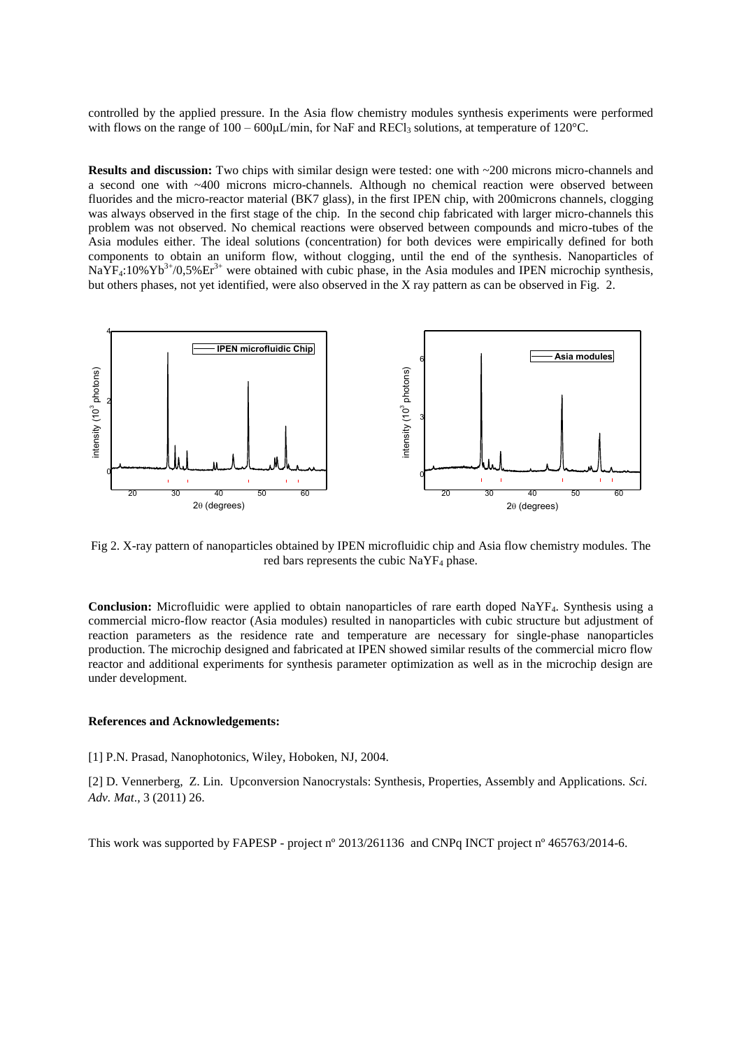controlled by the applied pressure. In the Asia flow chemistry modules synthesis experiments were performed with flows on the range of 100 – 600μL/min, for NaF and $RECl_3$ solutions, at temperature of 120°C.

**Results and discussion:** Two chips with similar design were tested: one with ~200 microns micro-channels and a second one with ~400 microns micro-channels. Although no chemical reaction were observed between fluorides and the micro-reactor material (BK7 glass), in the first IPEN chip, with 200microns channels, clogging was always observed in the first stage of the chip. In the second chip fabricated with larger micro-channels this problem was not observed. No chemical reactions were observed between compounds and micro-tubes of the Asia modules either. The ideal solutions (concentration) for both devices were empirically defined for both components to obtain an uniform flow, without clogging, until the end of the synthesis. Nanoparticles of $NaYF_4$:10%$Yb^{3+}$/0,5%$Er^{3+}$ were obtained with cubic phase, in the Asia modules and IPEN microchip synthesis, but others phases, not yet identified, were also observed in the X ray pattern as can be observed in Fig. 2.

IPEN microfluidic Chip

intensity ($10^3$ photons)

0
2
4

20 30 40 50 60

2θ (degrees)

Asia modules

intensity ($10^3$ photons)

0
3
6

20 30 40 50 60

2θ (degrees)

Fig 2. X-ray pattern of nanoparticles obtained by IPEN microfluidic chip and Asia flow chemistry modules. The red bars represents the cubic $NaYF_4$ phase.

**Conclusion:** Microfluidic were applied to obtain nanoparticles of rare earth doped $NaYF_4$. Synthesis using a commercial micro-flow reactor (Asia modules) resulted in nanoparticles with cubic structure but adjustment of reaction parameters as the residence rate and temperature are necessary for single-phase nanoparticles production. The microchip designed and fabricated at IPEN showed similar results of the commercial micro flow reactor and additional experiments for synthesis parameter optimization as well as in the microchip design are under development.

**References and Acknowledgements:**

[1] P.N. Prasad, Nanophotonics, Wiley, Hoboken, NJ, 2004.

[2] D. Vennerberg, Z. Lin. Upconversion Nanocrystals: Synthesis, Properties, Assembly and Applications. *Sci. Adv. Mat*., 3 (2011) 26.

This work was supported by FAPESP - project nº 2013/261136 and CNPq INCT project nº 465763/2014-6.